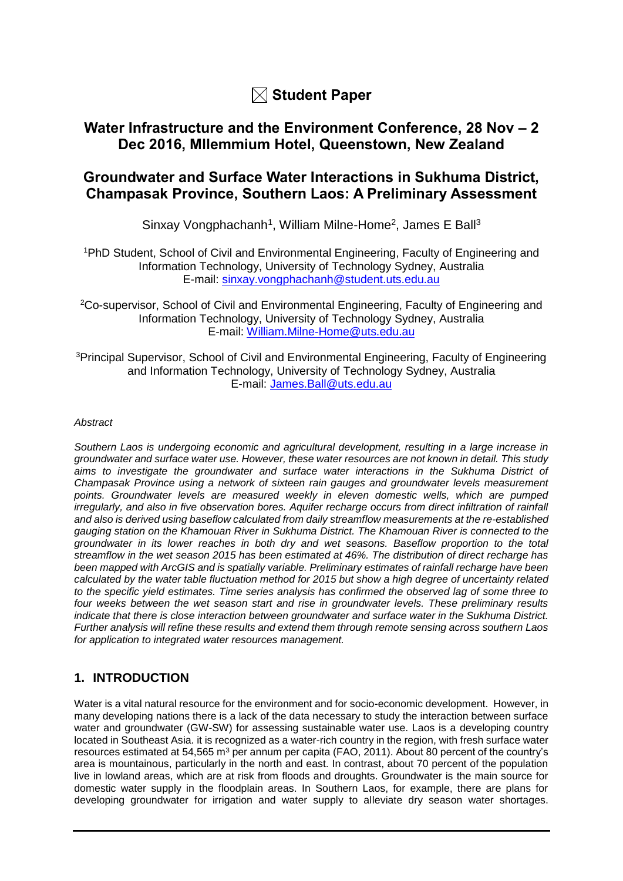☒ **Student Paper**

## Water Infrastructure and the Environment Conference, 28 Nov – 2 Dec 2016, MIlemmium Hotel, Queenstown, New Zealand

# Groundwater and Surface Water Interactions in Sukhuma District, Champasak Province, Southern Laos: A Preliminary Assessment

Sinxay Vongphachanh[1], William Milne-Home[2], James E Ball[3]

[1]PhD Student, School of Civil and Environmental Engineering, Faculty of Engineering and Information Technology, University of Technology Sydney, Australia
E-mail: sinxay.vongphachanh@student.uts.edu.au

[2]Co-supervisor, School of Civil and Environmental Engineering, Faculty of Engineering and Information Technology, University of Technology Sydney, Australia
E-mail: William.Milne-Home@uts.edu.au

[3]Principal Supervisor, School of Civil and Environmental Engineering, Faculty of Engineering and Information Technology, University of Technology Sydney, Australia
E-mail: James.Ball@uts.edu.au

*Abstract*

*Southern Laos is undergoing economic and agricultural development, resulting in a large increase in groundwater and surface water use. However, these water resources are not known in detail. This study aims to investigate the groundwater and surface water interactions in the Sukhuma District of Champasak Province using a network of sixteen rain gauges and groundwater levels measurement points. Groundwater levels are measured weekly in eleven domestic wells, which are pumped irregularly, and also in five observation bores. Aquifer recharge occurs from direct infiltration of rainfall and also is derived using baseflow calculated from daily streamflow measurements at the re-established gauging station on the Khamouan River in Sukhuma District. The Khamouan River is connected to the groundwater in its lower reaches in both dry and wet seasons. Baseflow proportion to the total streamflow in the wet season 2015 has been estimated at 46%. The distribution of direct recharge has been mapped with ArcGIS and is spatially variable. Preliminary estimates of rainfall recharge have been calculated by the water table fluctuation method for 2015 but show a high degree of uncertainty related to the specific yield estimates. Time series analysis has confirmed the observed lag of some three to four weeks between the wet season start and rise in groundwater levels. These preliminary results indicate that there is close interaction between groundwater and surface water in the Sukhuma District. Further analysis will refine these results and extend them through remote sensing across southern Laos for application to integrated water resources management.*

## 1. INTRODUCTION

Water is a vital natural resource for the environment and for socio-economic development. However, in many developing nations there is a lack of the data necessary to study the interaction between surface water and groundwater (GW-SW) for assessing sustainable water use. Laos is a developing country located in Southeast Asia. it is recognized as a water-rich country in the region, with fresh surface water resources estimated at 54,565 m$^3$ per annum per capita (FAO, 2011). About 80 percent of the country's area is mountainous, particularly in the north and east. In contrast, about 70 percent of the population live in lowland areas, which are at risk from floods and droughts. Groundwater is the main source for domestic water supply in the floodplain areas. In Southern Laos, for example, there are plans for developing groundwater for irrigation and water supply to alleviate dry season water shortages.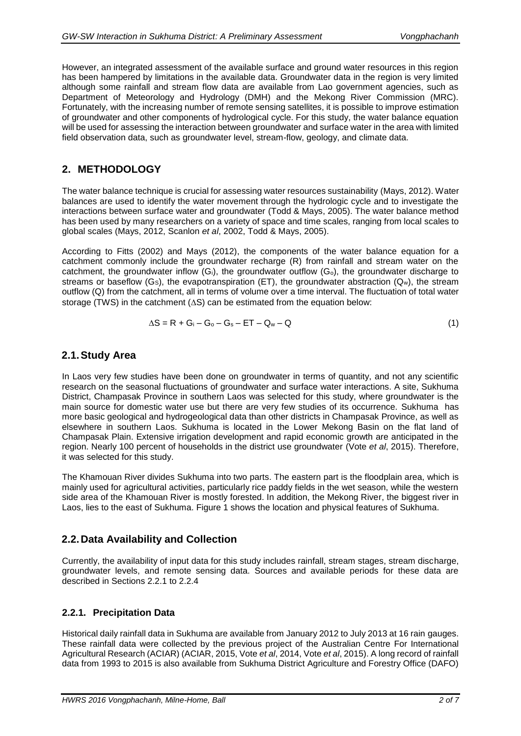However, an integrated assessment of the available surface and ground water resources in this region has been hampered by limitations in the available data. Groundwater data in the region is very limited although some rainfall and stream flow data are available from Lao government agencies, such as Department of Meteorology and Hydrology (DMH) and the Mekong River Commission (MRC). Fortunately, with the increasing number of remote sensing satellites, it is possible to improve estimation of groundwater and other components of hydrological cycle. For this study, the water balance equation will be used for assessing the interaction between groundwater and surface water in the area with limited field observation data, such as groundwater level, stream-flow, geology, and climate data.

## 2. METHODOLOGY

The water balance technique is crucial for assessing water resources sustainability (Mays, 2012). Water balances are used to identify the water movement through the hydrologic cycle and to investigate the interactions between surface water and groundwater (Todd & Mays, 2005). The water balance method has been used by many researchers on a variety of space and time scales, ranging from local scales to global scales (Mays, 2012, Scanlon *et al*, 2002, Todd & Mays, 2005).

According to Fitts (2002) and Mays (2012), the components of the water balance equation for a catchment commonly include the groundwater recharge (R) from rainfall and stream water on the catchment, the groundwater inflow ($G_i$), the groundwater outflow ($G_o$), the groundwater discharge to streams or baseflow ($G_S$), the evapotranspiration (ET), the groundwater abstraction ($Q_w$), the stream outflow (Q) from the catchment, all in terms of volume over a time interval. The fluctuation of total water storage (TWS) in the catchment ($\Delta S$) can be estimated from the equation below:

$$\Delta S = R + G_i - G_o - G_s - ET - Q_w - Q \quad (1)$$

### 2.1. Study Area

In Laos very few studies have been done on groundwater in terms of quantity, and not any scientific research on the seasonal fluctuations of groundwater and surface water interactions. A site, Sukhuma District, Champasak Province in southern Laos was selected for this study, where groundwater is the main source for domestic water use but there are very few studies of its occurrence. Sukhuma has more basic geological and hydrogeological data than other districts in Champasak Province, as well as elsewhere in southern Laos. Sukhuma is located in the Lower Mekong Basin on the flat land of Champasak Plain. Extensive irrigation development and rapid economic growth are anticipated in the region. Nearly 100 percent of households in the district use groundwater (Vote *et al*, 2015). Therefore, it was selected for this study.

The Khamouan River divides Sukhuma into two parts. The eastern part is the floodplain area, which is mainly used for agricultural activities, particularly rice paddy fields in the wet season, while the western side area of the Khamouan River is mostly forested. In addition, the Mekong River, the biggest river in Laos, lies to the east of Sukhuma. Figure 1 shows the location and physical features of Sukhuma.

### 2.2. Data Availability and Collection

Currently, the availability of input data for this study includes rainfall, stream stages, stream discharge, groundwater levels, and remote sensing data. Sources and available periods for these data are described in Sections 2.2.1 to 2.2.4

#### 2.2.1. Precipitation Data

Historical daily rainfall data in Sukhuma are available from January 2012 to July 2013 at 16 rain gauges. These rainfall data were collected by the previous project of the Australian Centre For International Agricultural Research (ACIAR) (ACIAR, 2015, Vote *et al*, 2014, Vote *et al*, 2015). A long record of rainfall data from 1993 to 2015 is also available from Sukhuma District Agriculture and Forestry Office (DAFO)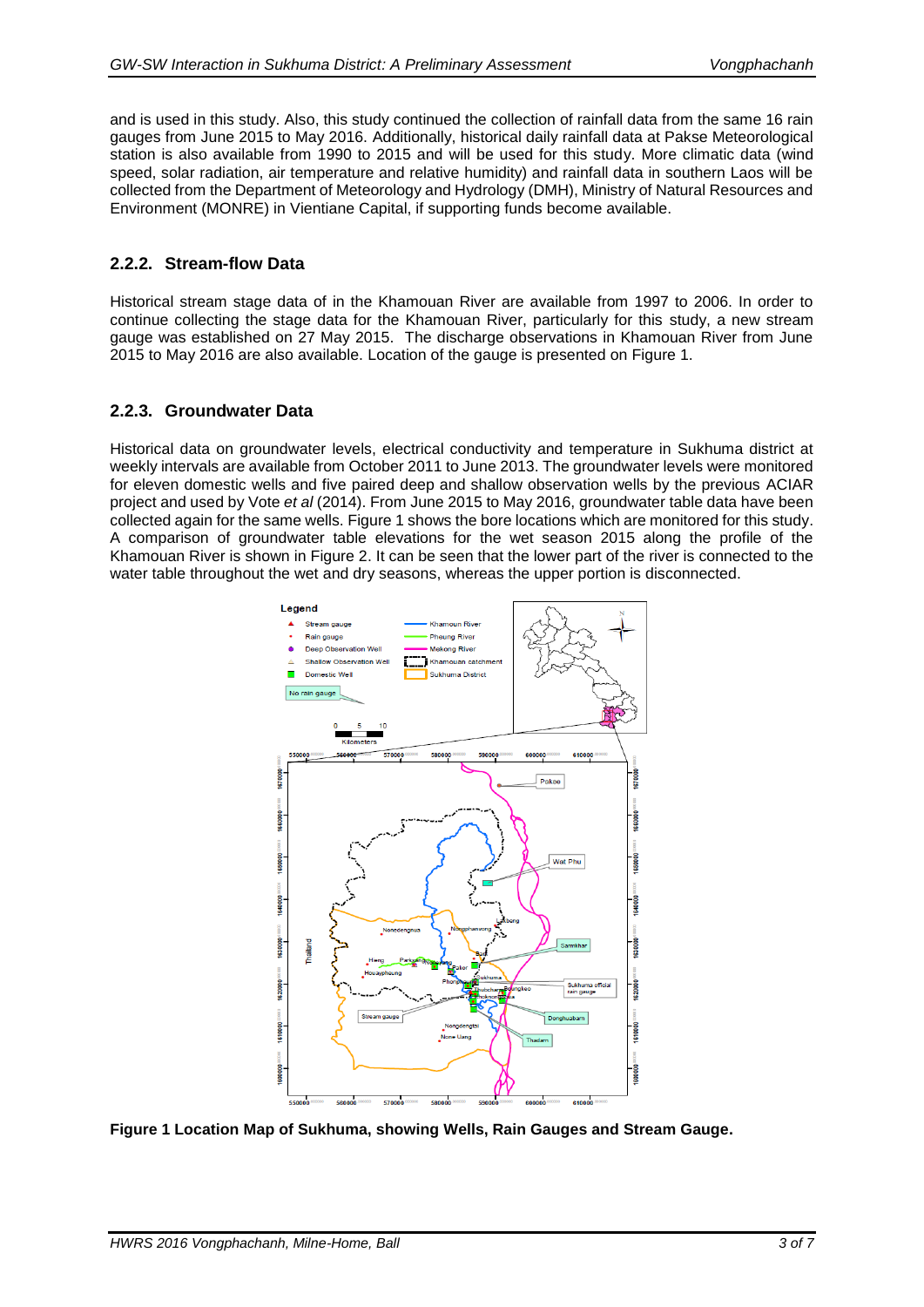and is used in this study. Also, this study continued the collection of rainfall data from the same 16 rain gauges from June 2015 to May 2016. Additionally, historical daily rainfall data at Pakse Meteorological station is also available from 1990 to 2015 and will be used for this study. More climatic data (wind speed, solar radiation, air temperature and relative humidity) and rainfall data in southern Laos will be collected from the Department of Meteorology and Hydrology (DMH), Ministry of Natural Resources and Environment (MONRE) in Vientiane Capital, if supporting funds become available.

### 2.2.2. Stream-flow Data

Historical stream stage data of in the Khamouan River are available from 1997 to 2006. In order to continue collecting the stage data for the Khamouan River, particularly for this study, a new stream gauge was established on 27 May 2015. The discharge observations in Khamouan River from June 2015 to May 2016 are also available. Location of the gauge is presented on Figure 1.

### 2.2.3. Groundwater Data

Historical data on groundwater levels, electrical conductivity and temperature in Sukhuma district at weekly intervals are available from October 2011 to June 2013. The groundwater levels were monitored for eleven domestic wells and five paired deep and shallow observation wells by the previous ACIAR project and used by Vote *et al* (2014). From June 2015 to May 2016, groundwater table data have been collected again for the same wells. Figure 1 shows the bore locations which are monitored for this study. A comparison of groundwater table elevations for the wet season 2015 along the profile of the Khamouan River is shown in Figure 2. It can be seen that the lower part of the river is connected to the water table throughout the wet and dry seasons, whereas the upper portion is disconnected.

**Figure 1 Location Map of Sukhuma, showing Wells, Rain Gauges and Stream Gauge.**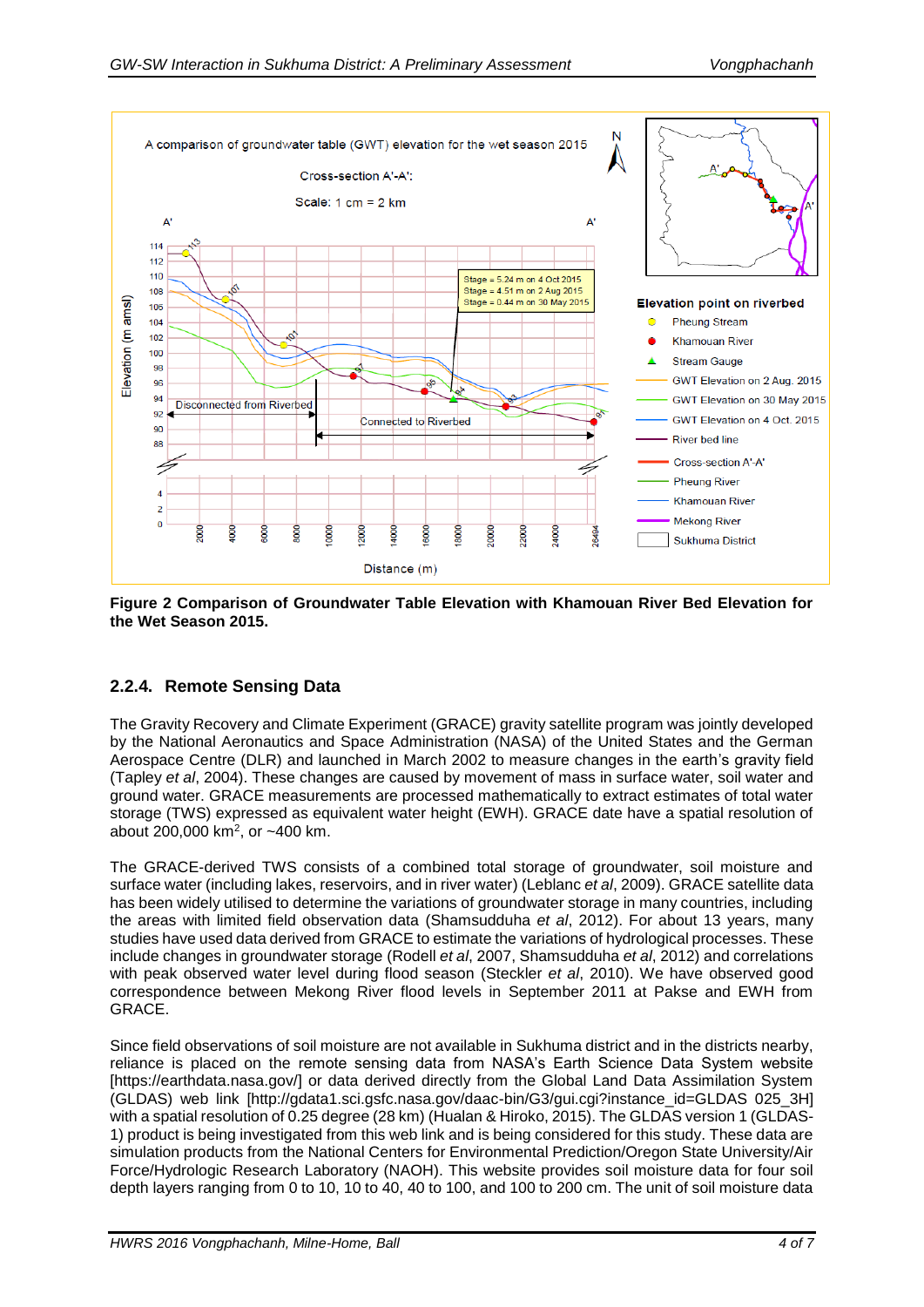**Figure 2 Comparison of Groundwater Table Elevation with Khamouan River Bed Elevation for the Wet Season 2015.**

### 2.2.4. Remote Sensing Data

The Gravity Recovery and Climate Experiment (GRACE) gravity satellite program was jointly developed by the National Aeronautics and Space Administration (NASA) of the United States and the German Aerospace Centre (DLR) and launched in March 2002 to measure changes in the earth's gravity field (Tapley *et al*, 2004). These changes are caused by movement of mass in surface water, soil water and ground water. GRACE measurements are processed mathematically to extract estimates of total water storage (TWS) expressed as equivalent water height (EWH). GRACE date have a spatial resolution of about 200,000 km$^2$, or ~400 km.

The GRACE-derived TWS consists of a combined total storage of groundwater, soil moisture and surface water (including lakes, reservoirs, and in river water) (Leblanc *et al*, 2009). GRACE satellite data has been widely utilised to determine the variations of groundwater storage in many countries, including the areas with limited field observation data (Shamsudduha *et al*, 2012). For about 13 years, many studies have used data derived from GRACE to estimate the variations of hydrological processes. These include changes in groundwater storage (Rodell *et al*, 2007, Shamsudduha *et al*, 2012) and correlations with peak observed water level during flood season (Steckler *et al*, 2010). We have observed good correspondence between Mekong River flood levels in September 2011 at Pakse and EWH from GRACE.

Since field observations of soil moisture are not available in Sukhuma district and in the districts nearby, reliance is placed on the remote sensing data from NASA's Earth Science Data System website [https://earthdata.nasa.gov/] or data derived directly from the Global Land Data Assimilation System (GLDAS) web link [http://gdata1.sci.gsfc.nasa.gov/daac-bin/G3/gui.cgi?instance_id=GLDAS 025_3H] with a spatial resolution of 0.25 degree (28 km) (Hualan & Hiroko, 2015). The GLDAS version 1 (GLDAS-1) product is being investigated from this web link and is being considered for this study. These data are simulation products from the National Centers for Environmental Prediction/Oregon State University/Air Force/Hydrologic Research Laboratory (NAOH). This website provides soil moisture data for four soil depth layers ranging from 0 to 10, 10 to 40, 40 to 100, and 100 to 200 cm. The unit of soil moisture data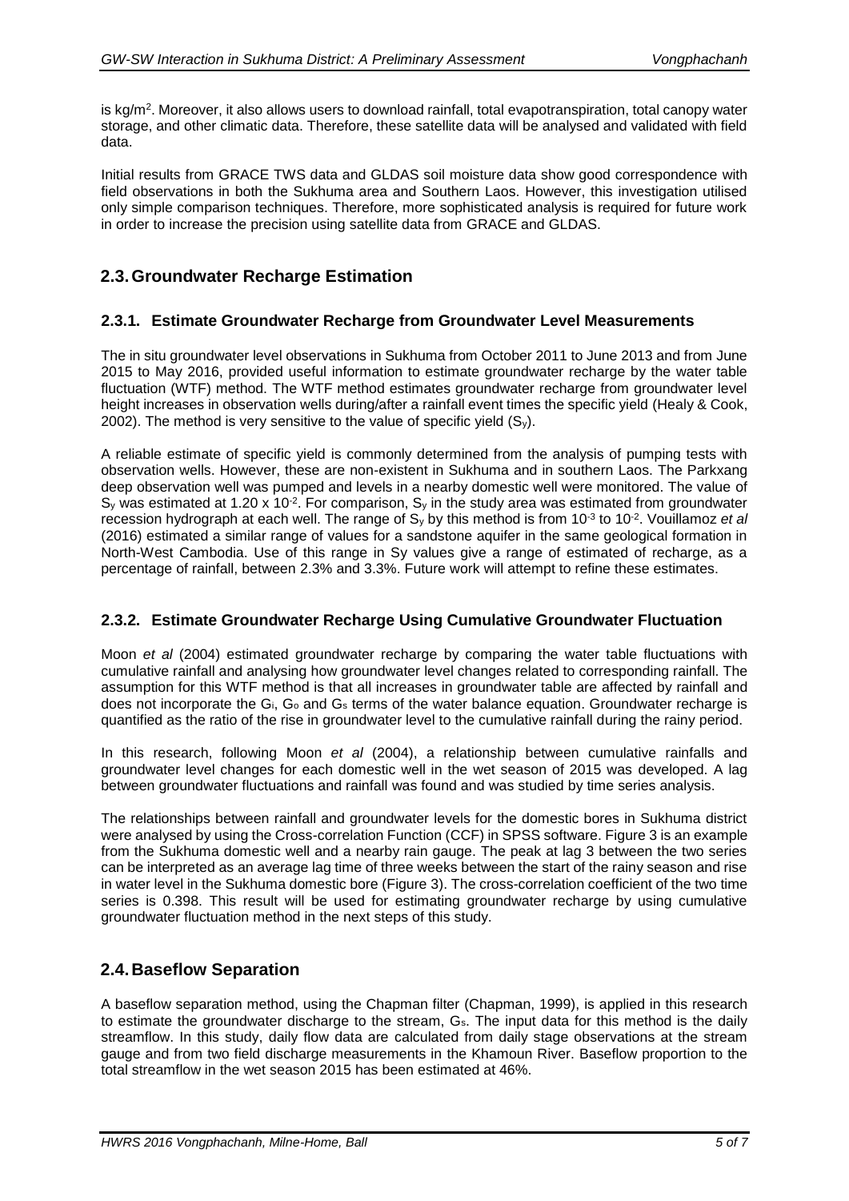is kg/m$^2$. Moreover, it also allows users to download rainfall, total evapotranspiration, total canopy water storage, and other climatic data. Therefore, these satellite data will be analysed and validated with field data.

Initial results from GRACE TWS data and GLDAS soil moisture data show good correspondence with field observations in both the Sukhuma area and Southern Laos. However, this investigation utilised only simple comparison techniques. Therefore, more sophisticated analysis is required for future work in order to increase the precision using satellite data from GRACE and GLDAS.

## 2.3. Groundwater Recharge Estimation

### 2.3.1. Estimate Groundwater Recharge from Groundwater Level Measurements

The in situ groundwater level observations in Sukhuma from October 2011 to June 2013 and from June 2015 to May 2016, provided useful information to estimate groundwater recharge by the water table fluctuation (WTF) method. The WTF method estimates groundwater recharge from groundwater level height increases in observation wells during/after a rainfall event times the specific yield (Healy & Cook, 2002). The method is very sensitive to the value of specific yield ($S_y$).

A reliable estimate of specific yield is commonly determined from the analysis of pumping tests with observation wells. However, these are non-existent in Sukhuma and in southern Laos. The Parkxang deep observation well was pumped and levels in a nearby domestic well were monitored. The value of $S_y$ was estimated at $1.20 \times 10^{-2}$. For comparison, $S_y$ in the study area was estimated from groundwater recession hydrograph at each well. The range of $S_y$ by this method is from $10^{-3}$ to $10^{-2}$. Vouillamoz *et al* (2016) estimated a similar range of values for a sandstone aquifer in the same geological formation in North-West Cambodia. Use of this range in Sy values give a range of estimated of recharge, as a percentage of rainfall, between 2.3% and 3.3%. Future work will attempt to refine these estimates.

### 2.3.2. Estimate Groundwater Recharge Using Cumulative Groundwater Fluctuation

Moon *et al* (2004) estimated groundwater recharge by comparing the water table fluctuations with cumulative rainfall and analysing how groundwater level changes related to corresponding rainfall. The assumption for this WTF method is that all increases in groundwater table are affected by rainfall and does not incorporate the $G_i$, $G_o$ and $G_s$ terms of the water balance equation. Groundwater recharge is quantified as the ratio of the rise in groundwater level to the cumulative rainfall during the rainy period.

In this research, following Moon *et al* (2004), a relationship between cumulative rainfalls and groundwater level changes for each domestic well in the wet season of 2015 was developed. A lag between groundwater fluctuations and rainfall was found and was studied by time series analysis.

The relationships between rainfall and groundwater levels for the domestic bores in Sukhuma district were analysed by using the Cross-correlation Function (CCF) in SPSS software. Figure 3 is an example from the Sukhuma domestic well and a nearby rain gauge. The peak at lag 3 between the two series can be interpreted as an average lag time of three weeks between the start of the rainy season and rise in water level in the Sukhuma domestic bore (Figure 3). The cross-correlation coefficient of the two time series is 0.398. This result will be used for estimating groundwater recharge by using cumulative groundwater fluctuation method in the next steps of this study.

## 2.4. Baseflow Separation

A baseflow separation method, using the Chapman filter (Chapman, 1999), is applied in this research to estimate the groundwater discharge to the stream, $G_s$. The input data for this method is the daily streamflow. In this study, daily flow data are calculated from daily stage observations at the stream gauge and from two field discharge measurements in the Khamoun River. Baseflow proportion to the total streamflow in the wet season 2015 has been estimated at 46%.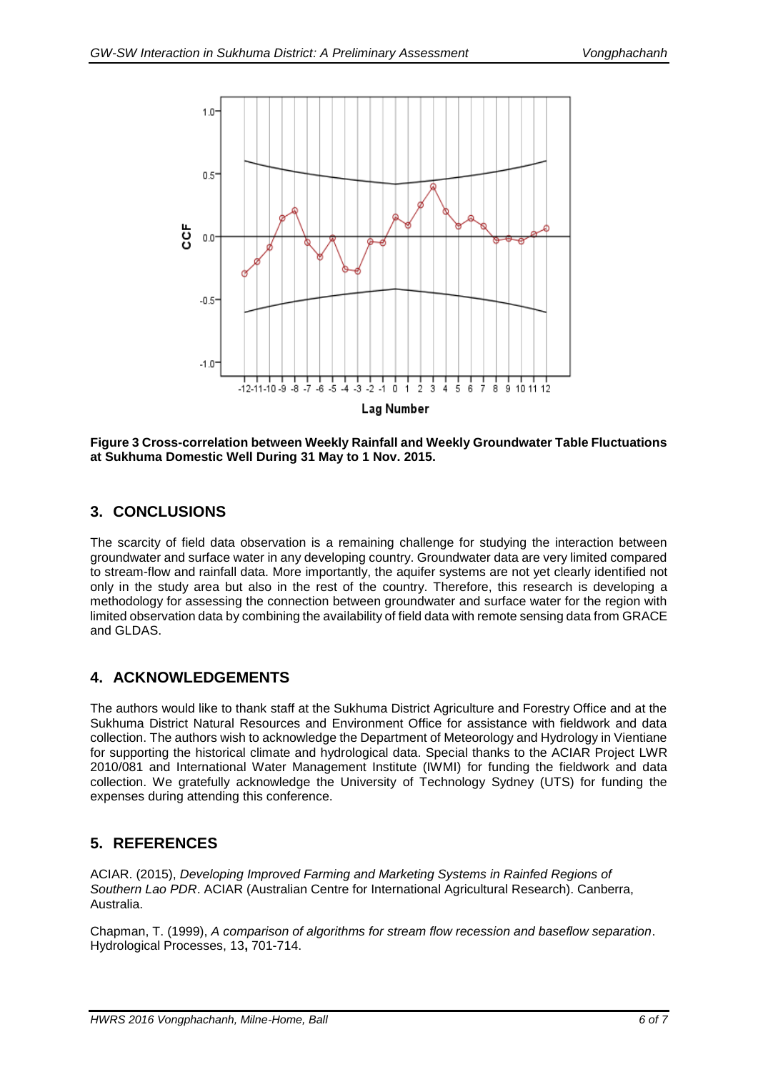**Figure 3 Cross-correlation between Weekly Rainfall and Weekly Groundwater Table Fluctuations at Sukhuma Domestic Well During 31 May to 1 Nov. 2015.**

## 3. CONCLUSIONS

The scarcity of field data observation is a remaining challenge for studying the interaction between groundwater and surface water in any developing country. Groundwater data are very limited compared to stream-flow and rainfall data. More importantly, the aquifer systems are not yet clearly identified not only in the study area but also in the rest of the country. Therefore, this research is developing a methodology for assessing the connection between groundwater and surface water for the region with limited observation data by combining the availability of field data with remote sensing data from GRACE and GLDAS.

## 4. ACKNOWLEDGEMENTS

The authors would like to thank staff at the Sukhuma District Agriculture and Forestry Office and at the Sukhuma District Natural Resources and Environment Office for assistance with fieldwork and data collection. The authors wish to acknowledge the Department of Meteorology and Hydrology in Vientiane for supporting the historical climate and hydrological data. Special thanks to the ACIAR Project LWR 2010/081 and International Water Management Institute (IWMI) for funding the fieldwork and data collection. We gratefully acknowledge the University of Technology Sydney (UTS) for funding the expenses during attending this conference.

## 5. REFERENCES

ACIAR. (2015), *Developing Improved Farming and Marketing Systems in Rainfed Regions of Southern Lao PDR*. ACIAR (Australian Centre for International Agricultural Research). Canberra, Australia.

Chapman, T. (1999), *A comparison of algorithms for stream flow recession and baseflow separation*. Hydrological Processes, 13**,** 701-714.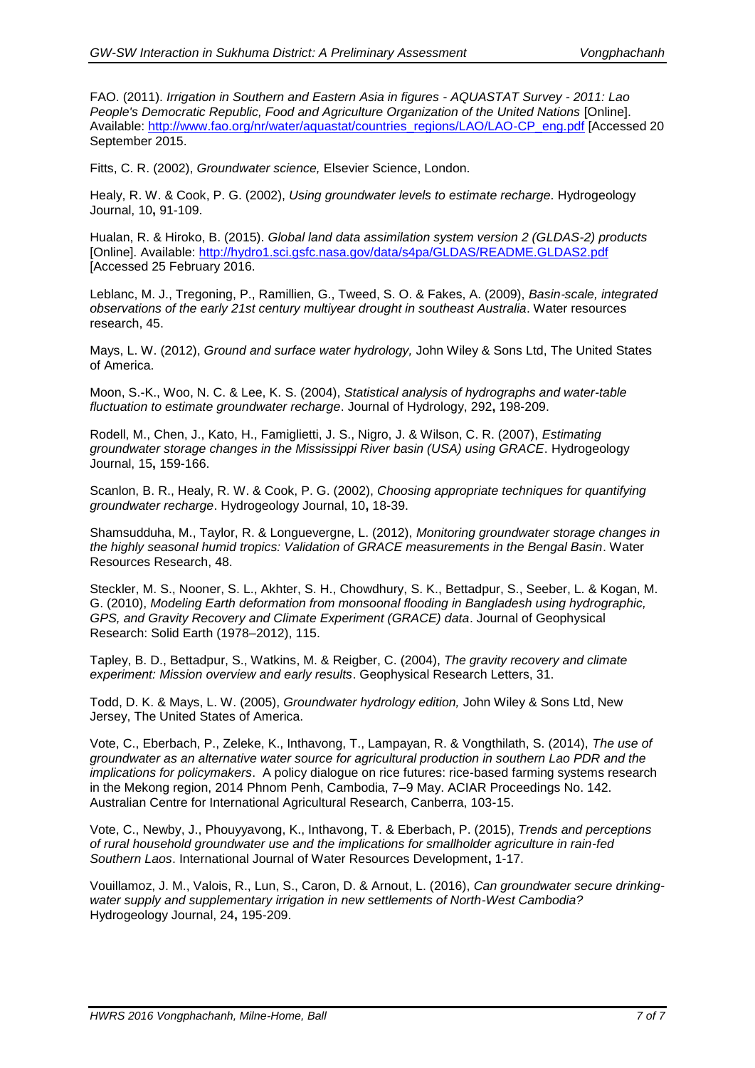FAO. (2011). *Irrigation in Southern and Eastern Asia in figures - AQUASTAT Survey - 2011: Lao People's Democratic Republic, Food and Agriculture Organization of the United Nations* [Online]. Available: http://www.fao.org/nr/water/aquastat/countries_regions/LAO/LAO-CP_eng.pdf [Accessed 20 September 2015.

Fitts, C. R. (2002), *Groundwater science,* Elsevier Science, London.

Healy, R. W. & Cook, P. G. (2002), *Using groundwater levels to estimate recharge*. Hydrogeology Journal, 10**,** 91-109.

Hualan, R. & Hiroko, B. (2015). *Global land data assimilation system version 2 (GLDAS-2) products* [Online]. Available: http://hydro1.sci.gsfc.nasa.gov/data/s4pa/GLDAS/README.GLDAS2.pdf [Accessed 25 February 2016.

Leblanc, M. J., Tregoning, P., Ramillien, G., Tweed, S. O. & Fakes, A. (2009), *Basin-scale, integrated observations of the early 21st century multiyear drought in southeast Australia*. Water resources research, 45.

Mays, L. W. (2012), *Ground and surface water hydrology,* John Wiley & Sons Ltd, The United States of America.

Moon, S.-K., Woo, N. C. & Lee, K. S. (2004), *Statistical analysis of hydrographs and water-table fluctuation to estimate groundwater recharge*. Journal of Hydrology, 292**,** 198-209.

Rodell, M., Chen, J., Kato, H., Famiglietti, J. S., Nigro, J. & Wilson, C. R. (2007), *Estimating groundwater storage changes in the Mississippi River basin (USA) using GRACE*. Hydrogeology Journal, 15**,** 159-166.

Scanlon, B. R., Healy, R. W. & Cook, P. G. (2002), *Choosing appropriate techniques for quantifying groundwater recharge*. Hydrogeology Journal, 10**,** 18-39.

Shamsudduha, M., Taylor, R. & Longuevergne, L. (2012), *Monitoring groundwater storage changes in the highly seasonal humid tropics: Validation of GRACE measurements in the Bengal Basin*. Water Resources Research, 48.

Steckler, M. S., Nooner, S. L., Akhter, S. H., Chowdhury, S. K., Bettadpur, S., Seeber, L. & Kogan, M. G. (2010), *Modeling Earth deformation from monsoonal flooding in Bangladesh using hydrographic, GPS, and Gravity Recovery and Climate Experiment (GRACE) data*. Journal of Geophysical Research: Solid Earth (1978–2012), 115.

Tapley, B. D., Bettadpur, S., Watkins, M. & Reigber, C. (2004), *The gravity recovery and climate experiment: Mission overview and early results*. Geophysical Research Letters, 31.

Todd, D. K. & Mays, L. W. (2005), *Groundwater hydrology edition,* John Wiley & Sons Ltd, New Jersey, The United States of America.

Vote, C., Eberbach, P., Zeleke, K., Inthavong, T., Lampayan, R. & Vongthilath, S. (2014), *The use of groundwater as an alternative water source for agricultural production in southern Lao PDR and the implications for policymakers*. A policy dialogue on rice futures: rice-based farming systems research in the Mekong region, 2014 Phnom Penh, Cambodia, 7–9 May. ACIAR Proceedings No. 142. Australian Centre for International Agricultural Research, Canberra, 103-15.

Vote, C., Newby, J., Phouyyavong, K., Inthavong, T. & Eberbach, P. (2015), *Trends and perceptions of rural household groundwater use and the implications for smallholder agriculture in rain-fed Southern Laos*. International Journal of Water Resources Development**,** 1-17.

Vouillamoz, J. M., Valois, R., Lun, S., Caron, D. & Arnout, L. (2016), *Can groundwater secure drinking-water supply and supplementary irrigation in new settlements of North-West Cambodia?* Hydrogeology Journal, 24**,** 195-209.